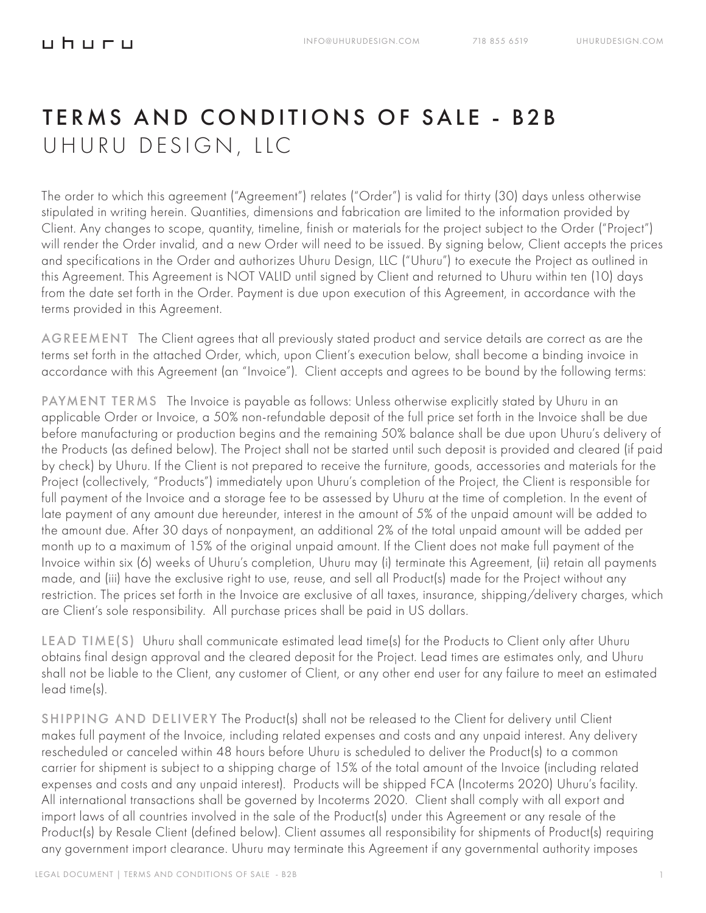# TERMS AND CONDITIONS OF SALE - B2B

## UHURU DESIGN, LLC

The order to which this agreement ("Agreement") relates ("Order") is valid for thirty (30) days unless otherwise stipulated in writing herein. Quantities, dimensions and fabrication are limited to the information provided by Client. Any changes to scope, quantity, timeline, finish or materials for the project subject to the Order ("Project") will render the Order invalid, and a new Order will need to be issued. By signing below, Client accepts the prices and specifications in the Order and authorizes Uhuru Design, LLC ("Uhuru") to execute the Project as outlined in this Agreement. This Agreement is NOT VALID until signed by Client and returned to Uhuru within ten (10) days from the date set forth in the Order. Payment is due upon execution of this Agreement, in accordance with the terms provided in this Agreement.

**AGREEMENT** The Client agrees that all previously stated product and service details are correct as are the terms set forth in the attached Order, which, upon Client's execution below, shall become a binding invoice in accordance with this Agreement (an "Invoice"). Client accepts and agrees to be bound by the following terms:

**PAYMENT TERMS** The Invoice is payable as follows: Unless otherwise explicitly stated by Uhuru in an applicable Order or Invoice, a 50% non-refundable deposit of the full price set forth in the Invoice shall be due before manufacturing or production begins and the remaining 50% balance shall be due upon Uhuru's delivery of the Products (as defined below). The Project shall not be started until such deposit is provided and cleared (if paid by check) by Uhuru. If the Client is not prepared to receive the furniture, goods, accessories and materials for the Project (collectively, "Products") immediately upon Uhuru's completion of the Project, the Client is responsible for full payment of the Invoice and a storage fee to be assessed by Uhuru at the time of completion. In the event of late payment of any amount due hereunder, interest in the amount of 5% of the unpaid amount will be added to the amount due. After 30 days of nonpayment, an additional 2% of the total unpaid amount will be added per month up to a maximum of 15% of the original unpaid amount. If the Client does not make full payment of the Invoice within six (6) weeks of Uhuru's completion, Uhuru may (i) terminate this Agreement, (ii) retain all payments made, and (iii) have the exclusive right to use, reuse, and sell all Product(s) made for the Project without any restriction. The prices set forth in the Invoice are exclusive of all taxes, insurance, shipping/delivery charges, which are Client's sole responsibility. All purchase prices shall be paid in US dollars.

**LEAD TIME(S)** Uhuru shall communicate estimated lead time(s) for the Products to Client only after Uhuru obtains final design approval and the cleared deposit for the Project. Lead times are estimates only, and Uhuru shall not be liable to the Client, any customer of Client, or any other end user for any failure to meet an estimated lead time(s).

**SHIPPING AND DELIVERY** The Product(s) shall not be released to the Client for delivery until Client makes full payment of the Invoice, including related expenses and costs and any unpaid interest. Any delivery rescheduled or canceled within 48 hours before Uhuru is scheduled to deliver the Product(s) to a common carrier for shipment is subject to a shipping charge of 15% of the total amount of the Invoice (including related expenses and costs and any unpaid interest). Products will be shipped FCA (Incoterms 2020) Uhuru's facility. All international transactions shall be governed by Incoterms 2020. Client shall comply with all export and import laws of all countries involved in the sale of the Product(s) under this Agreement or any resale of the Product(s) by Resale Client (defined below). Client assumes all responsibility for shipments of Product(s) requiring any government import clearance. Uhuru may terminate this Agreement if any governmental authority imposes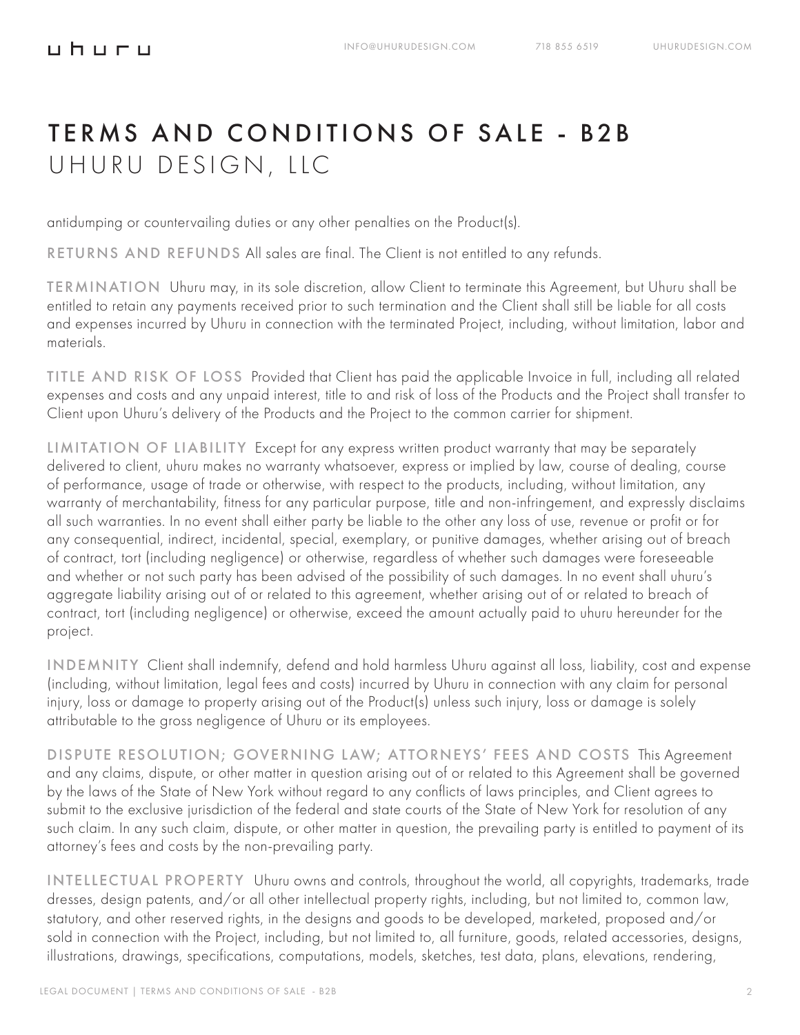# TERMS AND CONDITIONS OF SALE - B2B
## UHURU DESIGN, LLC

antidumping or countervailing duties or any other penalties on the Product(s).

**RETURNS AND REFUNDS** All sales are final. The Client is not entitled to any refunds.

**TERMINATION** Uhuru may, in its sole discretion, allow Client to terminate this Agreement, but Uhuru shall be entitled to retain any payments received prior to such termination and the Client shall still be liable for all costs and expenses incurred by Uhuru in connection with the terminated Project, including, without limitation, labor and materials.

**TITLE AND RISK OF LOSS** Provided that Client has paid the applicable Invoice in full, including all related expenses and costs and any unpaid interest, title to and risk of loss of the Products and the Project shall transfer to Client upon Uhuru's delivery of the Products and the Project to the common carrier for shipment.

**LIMITATION OF LIABILITY** Except for any express written product warranty that may be separately delivered to client, uhuru makes no warranty whatsoever, express or implied by law, course of dealing, course of performance, usage of trade or otherwise, with respect to the products, including, without limitation, any warranty of merchantability, fitness for any particular purpose, title and non-infringement, and expressly disclaims all such warranties. In no event shall either party be liable to the other any loss of use, revenue or profit or for any consequential, indirect, incidental, special, exemplary, or punitive damages, whether arising out of breach of contract, tort (including negligence) or otherwise, regardless of whether such damages were foreseeable and whether or not such party has been advised of the possibility of such damages. In no event shall uhuru's aggregate liability arising out of or related to this agreement, whether arising out of or related to breach of contract, tort (including negligence) or otherwise, exceed the amount actually paid to uhuru hereunder for the project.

**INDEMNITY** Client shall indemnify, defend and hold harmless Uhuru against all loss, liability, cost and expense (including, without limitation, legal fees and costs) incurred by Uhuru in connection with any claim for personal injury, loss or damage to property arising out of the Product(s) unless such injury, loss or damage is solely attributable to the gross negligence of Uhuru or its employees.

**DISPUTE RESOLUTION; GOVERNING LAW; ATTORNEYS' FEES AND COSTS** This Agreement and any claims, dispute, or other matter in question arising out of or related to this Agreement shall be governed by the laws of the State of New York without regard to any conflicts of laws principles, and Client agrees to submit to the exclusive jurisdiction of the federal and state courts of the State of New York for resolution of any such claim. In any such claim, dispute, or other matter in question, the prevailing party is entitled to payment of its attorney's fees and costs by the non-prevailing party.

**INTELLECTUAL PROPERTY** Uhuru owns and controls, throughout the world, all copyrights, trademarks, trade dresses, design patents, and/or all other intellectual property rights, including, but not limited to, common law, statutory, and other reserved rights, in the designs and goods to be developed, marketed, proposed and/or sold in connection with the Project, including, but not limited to, all furniture, goods, related accessories, designs, illustrations, drawings, specifications, computations, models, sketches, test data, plans, elevations, rendering,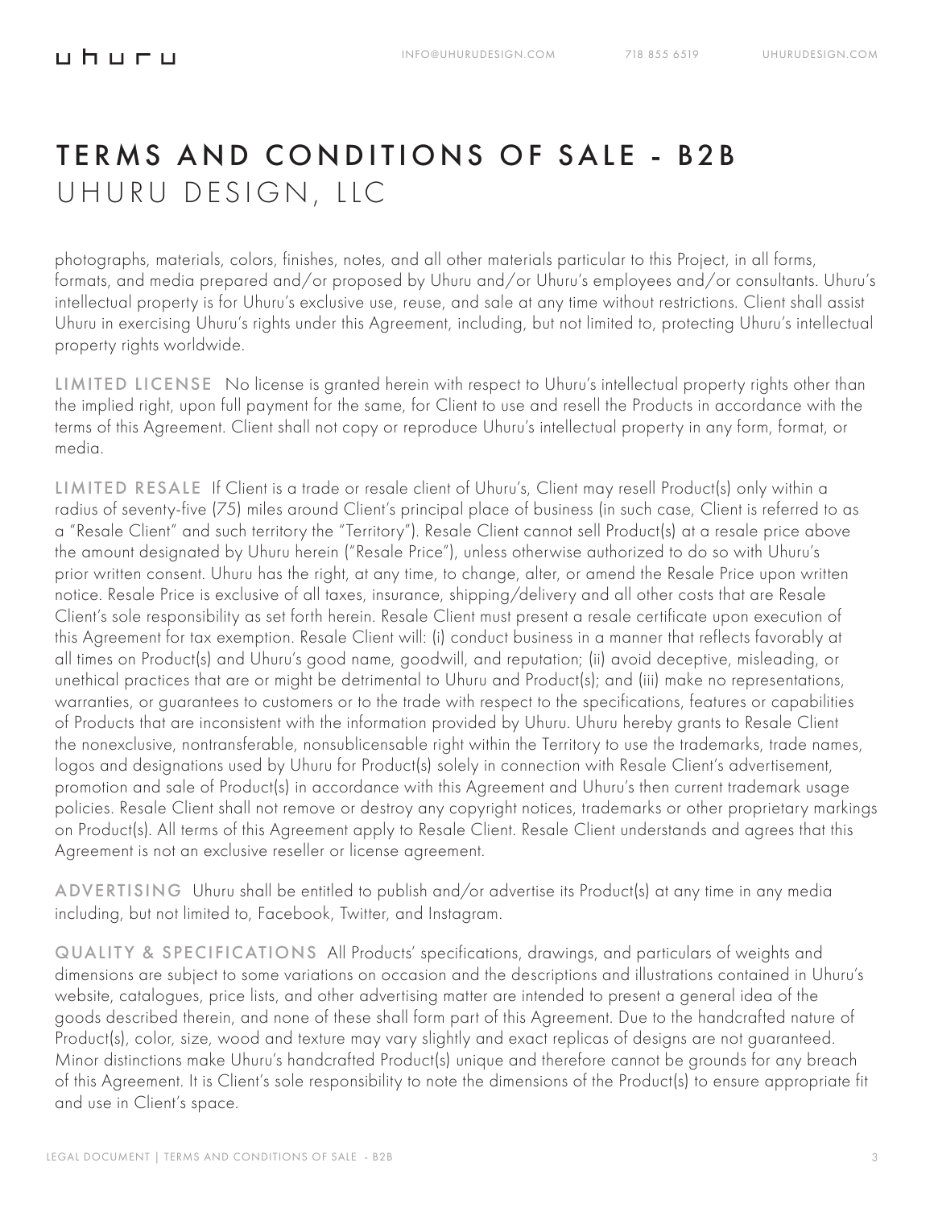# TERMS AND CONDITIONS OF SALE - B2B
## UHURU DESIGN, LLC

photographs, materials, colors, finishes, notes, and all other materials particular to this Project, in all forms, formats, and media prepared and/or proposed by Uhuru and/or Uhuru's employees and/or consultants. Uhuru's intellectual property is for Uhuru's exclusive use, reuse, and sale at any time without restrictions. Client shall assist Uhuru in exercising Uhuru's rights under this Agreement, including, but not limited to, protecting Uhuru's intellectual property rights worldwide.

**LIMITED LICENSE** No license is granted herein with respect to Uhuru's intellectual property rights other than the implied right, upon full payment for the same, for Client to use and resell the Products in accordance with the terms of this Agreement. Client shall not copy or reproduce Uhuru's intellectual property in any form, format, or media.

**LIMITED RESALE** If Client is a trade or resale client of Uhuru's, Client may resell Product(s) only within a radius of seventy-five (75) miles around Client's principal place of business (in such case, Client is referred to as a "Resale Client" and such territory the "Territory"). Resale Client cannot sell Product(s) at a resale price above the amount designated by Uhuru herein ("Resale Price"), unless otherwise authorized to do so with Uhuru's prior written consent. Uhuru has the right, at any time, to change, alter, or amend the Resale Price upon written notice. Resale Price is exclusive of all taxes, insurance, shipping/delivery and all other costs that are Resale Client's sole responsibility as set forth herein. Resale Client must present a resale certificate upon execution of this Agreement for tax exemption. Resale Client will: (i) conduct business in a manner that reflects favorably at all times on Product(s) and Uhuru's good name, goodwill, and reputation; (ii) avoid deceptive, misleading, or unethical practices that are or might be detrimental to Uhuru and Product(s); and (iii) make no representations, warranties, or guarantees to customers or to the trade with respect to the specifications, features or capabilities of Products that are inconsistent with the information provided by Uhuru. Uhuru hereby grants to Resale Client the nonexclusive, nontransferable, nonsublicensable right within the Territory to use the trademarks, trade names, logos and designations used by Uhuru for Product(s) solely in connection with Resale Client's advertisement, promotion and sale of Product(s) in accordance with this Agreement and Uhuru's then current trademark usage policies. Resale Client shall not remove or destroy any copyright notices, trademarks or other proprietary markings on Product(s). All terms of this Agreement apply to Resale Client. Resale Client understands and agrees that this Agreement is not an exclusive reseller or license agreement.

**ADVERTISING** Uhuru shall be entitled to publish and/or advertise its Product(s) at any time in any media including, but not limited to, Facebook, Twitter, and Instagram.

**QUALITY & SPECIFICATIONS** All Products' specifications, drawings, and particulars of weights and dimensions are subject to some variations on occasion and the descriptions and illustrations contained in Uhuru's website, catalogues, price lists, and other advertising matter are intended to present a general idea of the goods described therein, and none of these shall form part of this Agreement. Due to the handcrafted nature of Product(s), color, size, wood and texture may vary slightly and exact replicas of designs are not guaranteed. Minor distinctions make Uhuru's handcrafted Product(s) unique and therefore cannot be grounds for any breach of this Agreement. It is Client's sole responsibility to note the dimensions of the Product(s) to ensure appropriate fit and use in Client's space.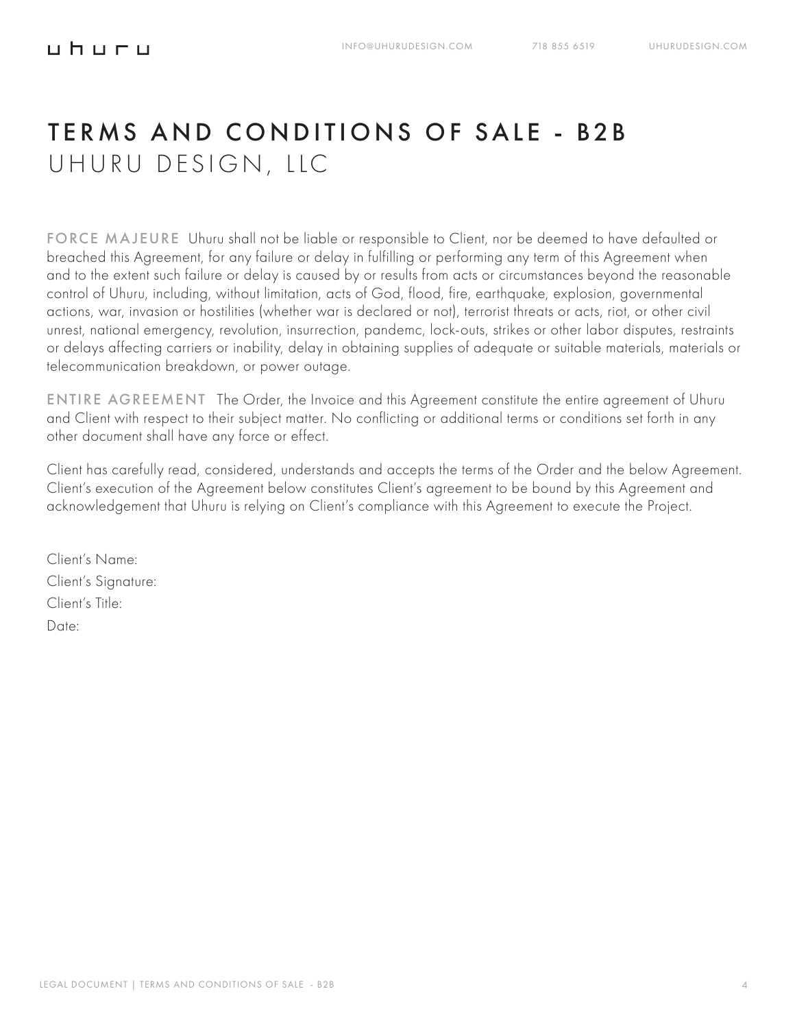# TERMS AND CONDITIONS OF SALE - B2B

## UHURU DESIGN, LLC

**FORCE MAJEURE** Uhuru shall not be liable or responsible to Client, nor be deemed to have defaulted or breached this Agreement, for any failure or delay in fulfilling or performing any term of this Agreement when and to the extent such failure or delay is caused by or results from acts or circumstances beyond the reasonable control of Uhuru, including, without limitation, acts of God, flood, fire, earthquake, explosion, governmental actions, war, invasion or hostilities (whether war is declared or not), terrorist threats or acts, riot, or other civil unrest, national emergency, revolution, insurrection, pandemc, lock-outs, strikes or other labor disputes, restraints or delays affecting carriers or inability, delay in obtaining supplies of adequate or suitable materials, materials or telecommunication breakdown, or power outage.

**ENTIRE AGREEMENT** The Order, the Invoice and this Agreement constitute the entire agreement of Uhuru and Client with respect to their subject matter. No conflicting or additional terms or conditions set forth in any other document shall have any force or effect.

Client has carefully read, considered, understands and accepts the terms of the Order and the below Agreement. Client's execution of the Agreement below constitutes Client's agreement to be bound by this Agreement and acknowledgement that Uhuru is relying on Client's compliance with this Agreement to execute the Project.

Client's Name:
Client's Signature:
Client's Title:
Date: